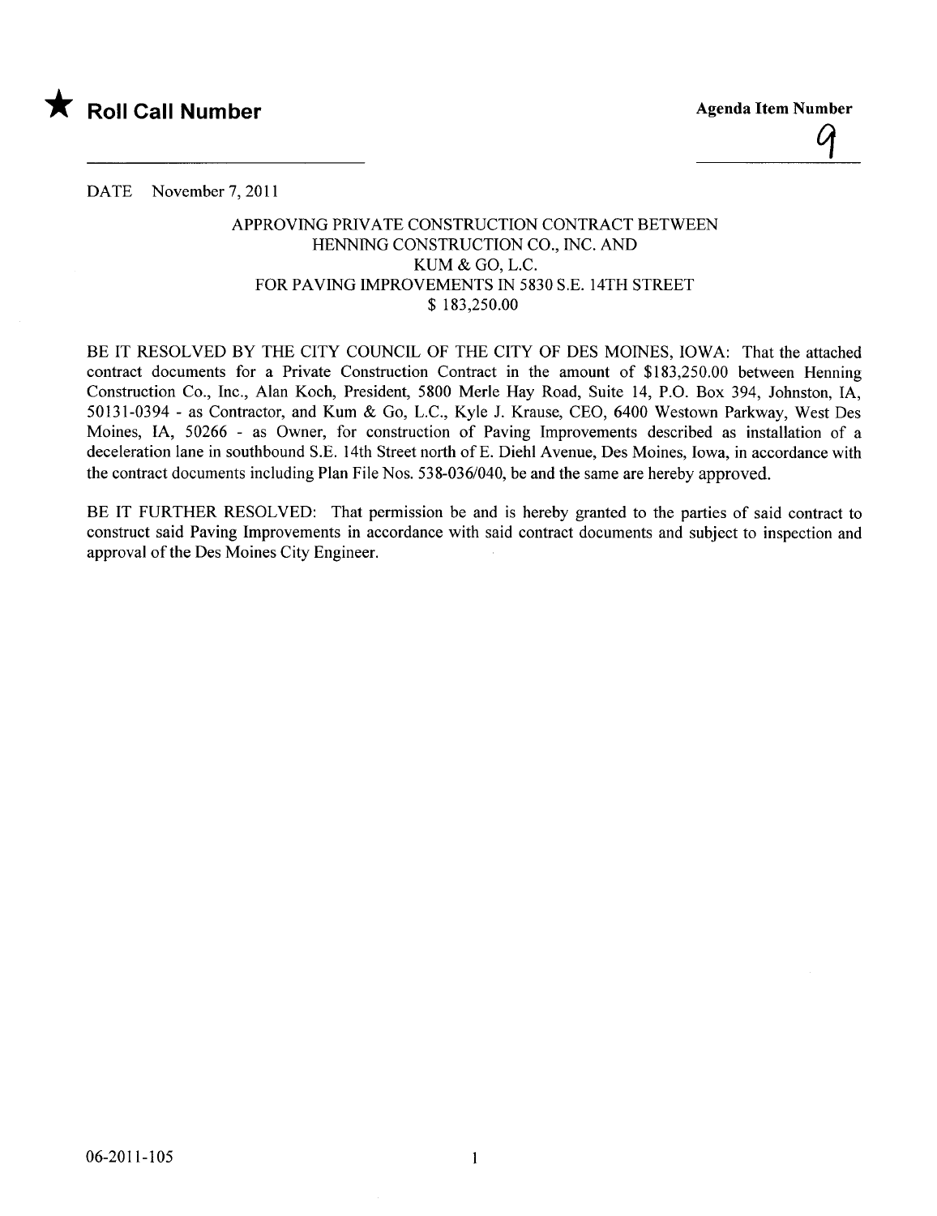★ **Roll Call Number**

**Agenda Item Number**

9

DATE November 7, 2011

APPROVING PRIVATE CONSTRUCTION CONTRACT BETWEEN
HENNING CONSTRUCTION CO., INC. AND
KUM & GO, L.C.
FOR PAVING IMPROVEMENTS IN 5830 S.E. 14TH STREET
$ 183,250.00

BE IT RESOLVED BY THE CITY COUNCIL OF THE CITY OF DES MOINES, IOWA: That the attached contract documents for a Private Construction Contract in the amount of $183,250.00 between Henning Construction Co., Inc., Alan Koch, President, 5800 Merle Hay Road, Suite 14, P.O. Box 394, Johnston, IA, 50131-0394 - as Contractor, and Kum & Go, L.C., Kyle J. Krause, CEO, 6400 Westown Parkway, West Des Moines, IA, 50266 - as Owner, for construction of Paving Improvements described as installation of a deceleration lane in southbound S.E. 14th Street north of E. Diehl Avenue, Des Moines, Iowa, in accordance with the contract documents including Plan File Nos. 538-036/040, be and the same are hereby approved.

BE IT FURTHER RESOLVED: That permission be and is hereby granted to the parties of said contract to construct said Paving Improvements in accordance with said contract documents and subject to inspection and approval of the Des Moines City Engineer.

06-2011-105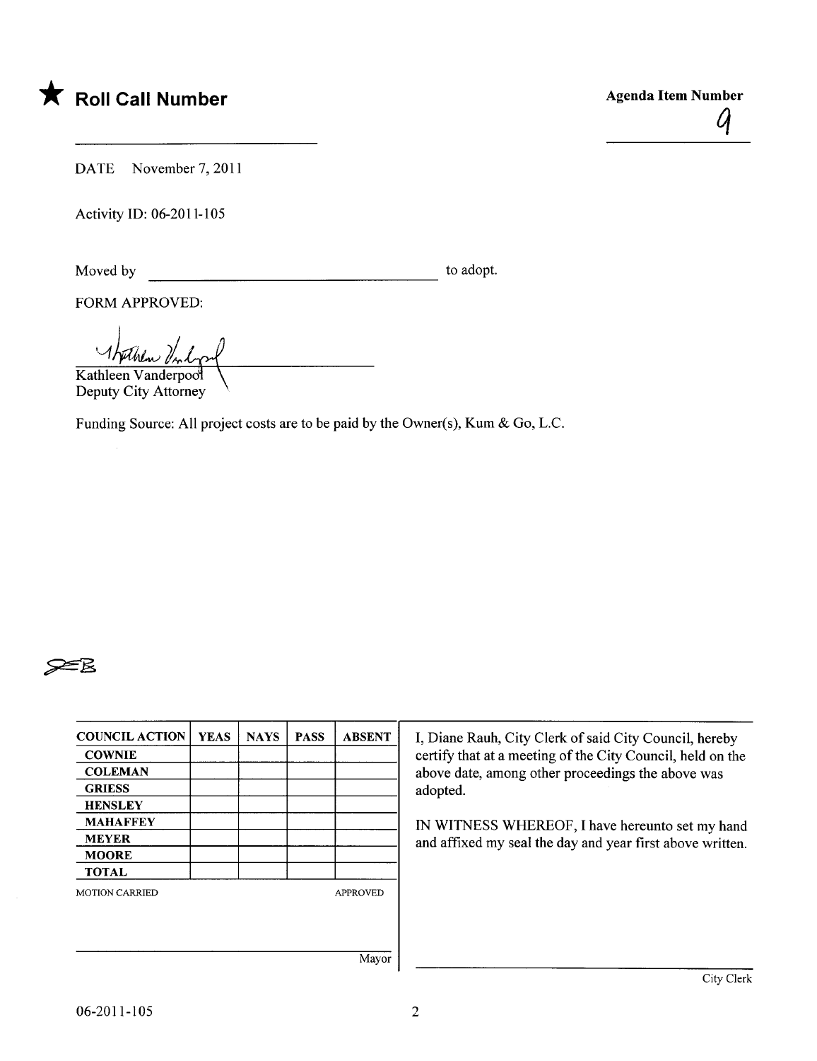# ★ Roll Call Number

**Agenda Item Number**

9

DATE November 7, 2011

Activity ID: 06-2011-105

Moved by ______________________________ to adopt.

FORM APPROVED:

Kathleen Vanderpool
Deputy City Attorney

Funding Source: All project costs are to be paid by the Owner(s), Kum & Go, L.C.

| COUNCIL ACTION | YEAS | NAYS | PASS | ABSENT |
| --- | --- | --- | --- | --- |
| COWNIE | | | | |
| COLEMAN | | | | |
| GRIESS | | | | |
| HENSLEY | | | | |
| MAHAFFEY | | | | |
| MEYER | | | | |
| MOORE | | | | |
| TOTAL | | | | |

MOTION CARRIED APPROVED

______________________________
Mayor

I, Diane Rauh, City Clerk of said City Council, hereby certify that at a meeting of the City Council, held on the above date, among other proceedings the above was adopted.

IN WITNESS WHEREOF, I have hereunto set my hand and affixed my seal the day and year first above written.

______________________________
City Clerk

06-2011-105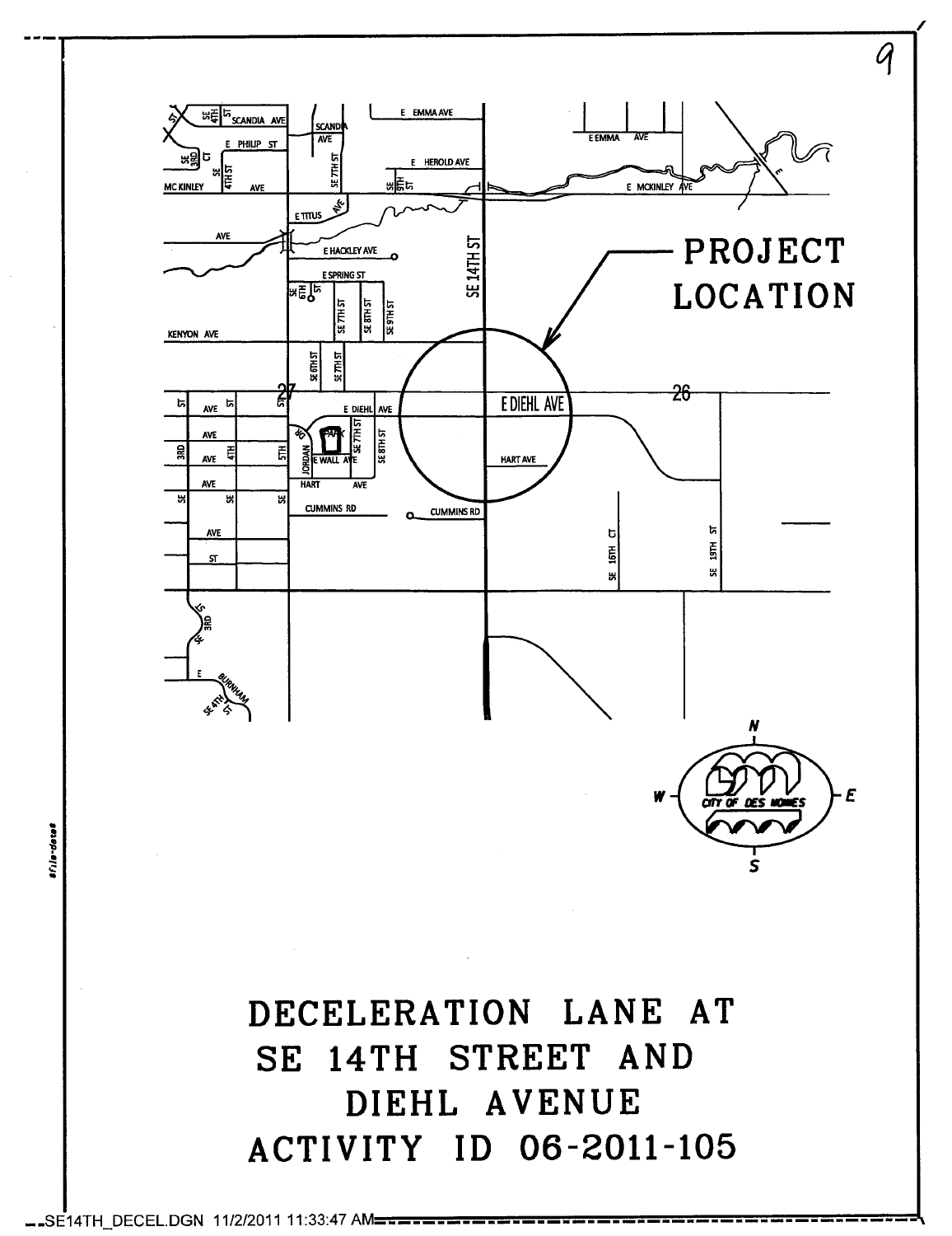PROJECT LOCATION

SE 14TH ST

E DIEHL AVE

HART AVE

KENYON AVE

CUMMINS RD

E MCKINLEY AVE

E EMMA AVE

E HEROLD AVE

E HACKLEY AVE

E SPRING ST

E TITUS AVE

SCANDIA AVE

E PHILIP ST

MC KINLEY AVE

E WALL AVE

JORDAN

PARK

SE 16TH CT

SE 19TH ST

27

26

N

S

W

E

CITY OF DES MOINES

# DECELERATION LANE AT SE 14TH STREET AND DIEHL AVENUE ACTIVITY ID 06-2011-105

SE14TH_DECEL.DGN 11/2/2011 11:33:47 AM